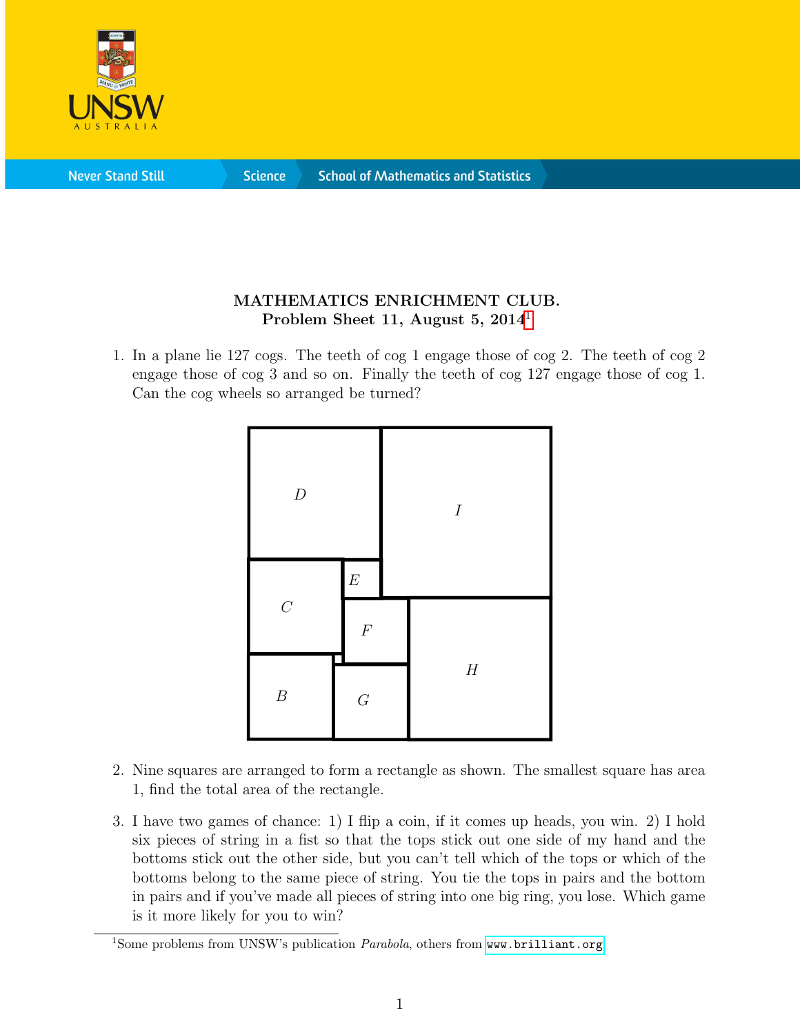**MATHEMATICS ENRICHMENT CLUB.**
**Problem Sheet 11, August 5, 2014**[1]

1. In a plane lie 127 cogs. The teeth of cog 1 engage those of cog 2. The teeth of cog 2 engage those of cog 3 and so on. Finally the teeth of cog 127 engage those of cog 1. Can the cog wheels so arranged be turned?

2. Nine squares are arranged to form a rectangle as shown. The smallest square has area 1, find the total area of the rectangle.

3. I have two games of chance: 1) I flip a coin, if it comes up heads, you win. 2) I hold six pieces of string in a fist so that the tops stick out one side of my hand and the bottoms stick out the other side, but you can't tell which of the tops or which of the bottoms belong to the same piece of string. You tie the tops in pairs and the bottom in pairs and if you've made all pieces of string into one big ring, you lose. Which game is it more likely for you to win?

[1] Some problems from UNSW's publication *Parabola*, others from www.brilliant.org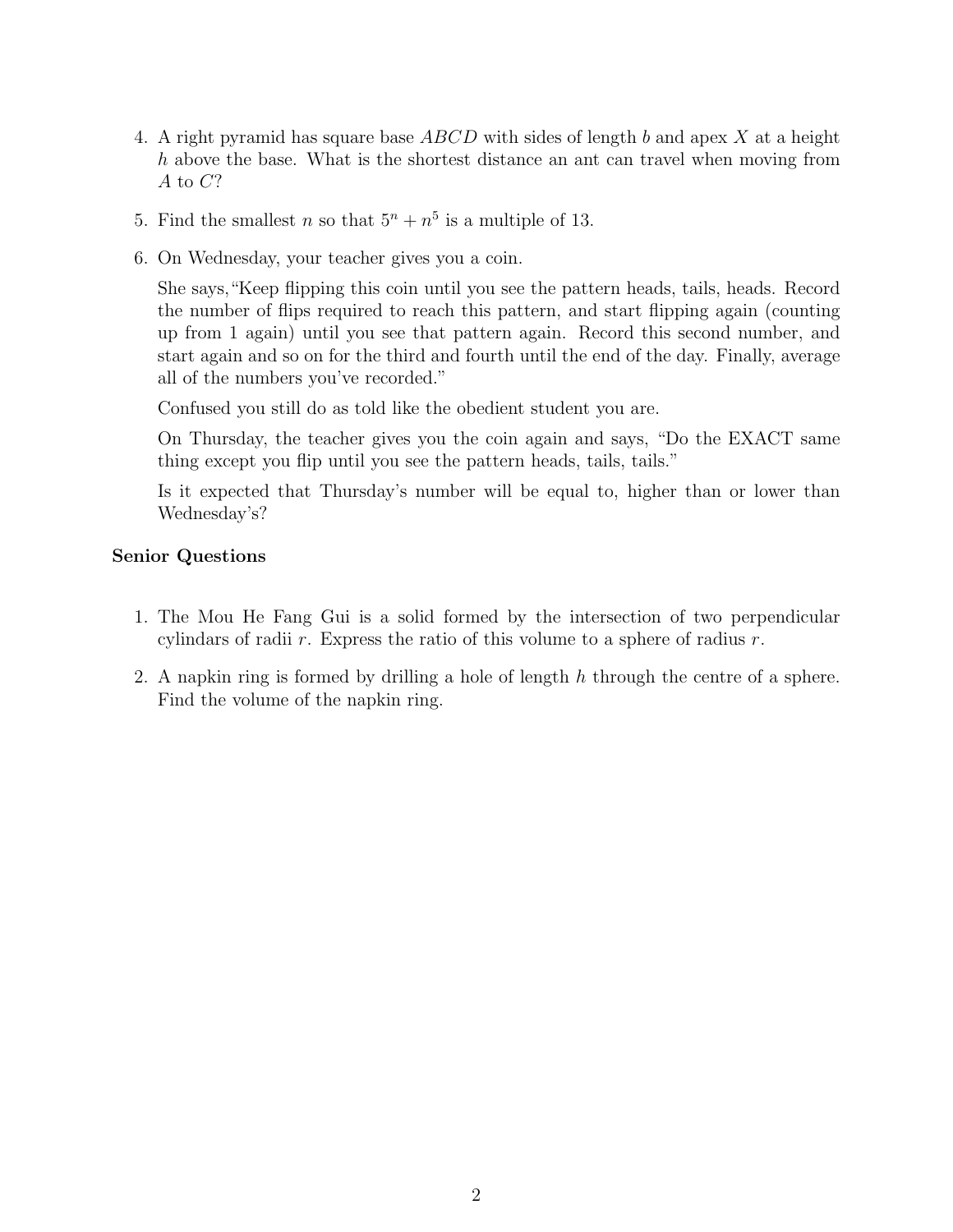4. A right pyramid has square base $ABCD$ with sides of length $b$ and apex $X$ at a height $h$ above the base. What is the shortest distance an ant can travel when moving from $A$ to $C$?

5. Find the smallest $n$ so that $5^n + n^5$ is a multiple of 13.

6. On Wednesday, your teacher gives you a coin.

   She says, "Keep flipping this coin until you see the pattern heads, tails, heads. Record the number of flips required to reach this pattern, and start flipping again (counting up from 1 again) until you see that pattern again. Record this second number, and start again and so on for the third and fourth until the end of the day. Finally, average all of the numbers you've recorded."

   Confused you still do as told like the obedient student you are.

   On Thursday, the teacher gives you the coin again and says, "Do the EXACT same thing except you flip until you see the pattern heads, tails, tails."

   Is it expected that Thursday's number will be equal to, higher than or lower than Wednesday's?

**Senior Questions**

1. The Mou He Fang Gui is a solid formed by the intersection of two perpendicular cylindars of radii $r$. Express the ratio of this volume to a sphere of radius $r$.

2. A napkin ring is formed by drilling a hole of length $h$ through the centre of a sphere. Find the volume of the napkin ring.